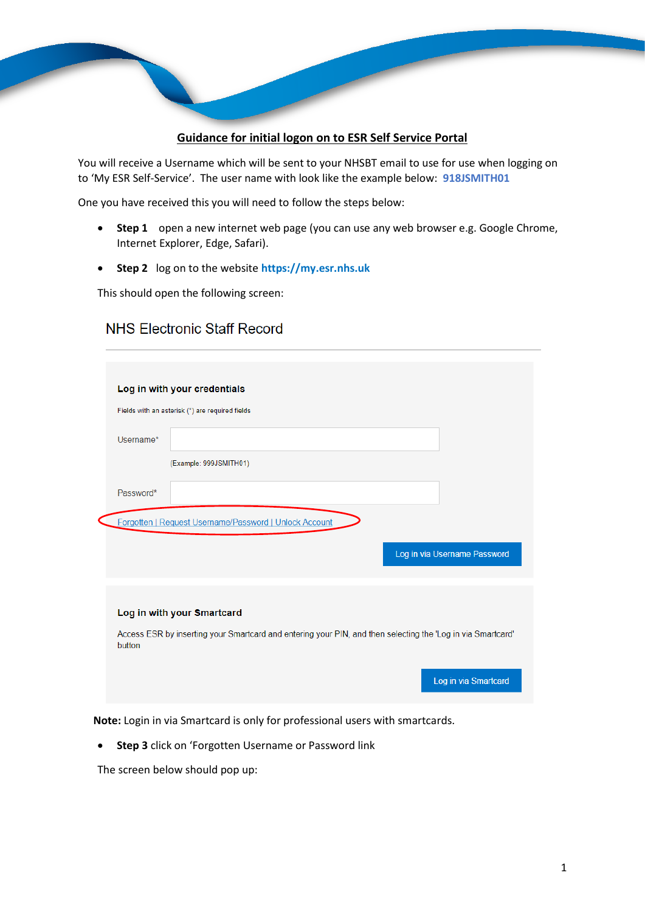## Guidance for initial logon on to ESR Self Service Portal

You will receive a Username which will be sent to your NHSBT email to use for use when logging on to 'My ESR Self-Service'. The user name with look like the example below: **918JSMITH01**

One you have received this you will need to follow the steps below:

- **Step 1** open a new internet web page (you can use any web browser e.g. Google Chrome, Internet Explorer, Edge, Safari).
- **Step 2** log on to the website **https://my.esr.nhs.uk**

This should open the following screen:

NHS Electronic Staff Record

**Log in with your credentials**

Fields with an asterisk (*) are required fields

Username*

(Example: 999JSMITH01)

Password*

Forgotten | Request Username/Password | Unlock Account

Log in via Username Password

**Log in with your Smartcard**

Access ESR by inserting your Smartcard and entering your PIN, and then selecting the 'Log in via Smartcard' button

Log in via Smartcard

**Note:** Login in via Smartcard is only for professional users with smartcards.

- **Step 3** click on 'Forgotten Username or Password link

The screen below should pop up: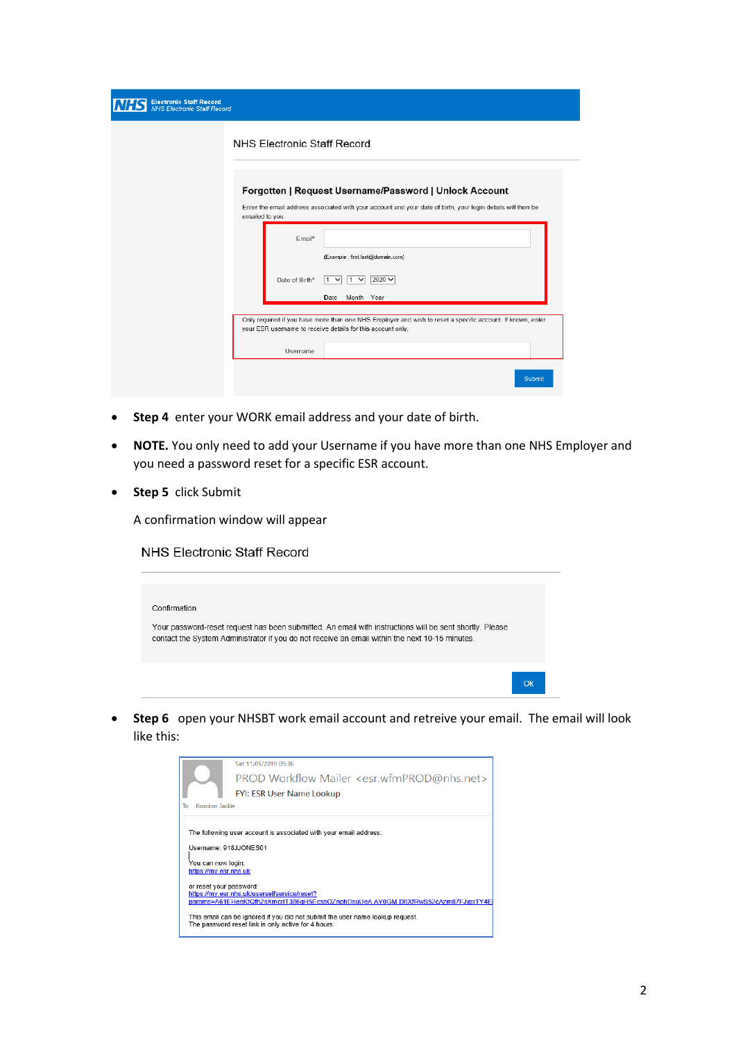**NHS** Electronic Staff Record
NHS Electronic Staff Record

NHS Electronic Staff Record

**Forgotten | Request Username/Password | Unlock Account**

Enter the email address associated with your account and your date of birth, your login details will then be emailed to you.

Email*

(Example : first.last@domain.com)

Date of Birth* 1 1 2020

Date Month Year

Only required if you have more than one NHS Employer and wish to reset a specific account. If known, enter your ESR username to receive details for this account only.

Username

Submit

- **Step 4** enter your WORK email address and your date of birth.
- **NOTE.** You only need to add your Username if you have more than one NHS Employer and you need a password reset for a specific ESR account.
- **Step 5** click Submit

  A confirmation window will appear

NHS Electronic Staff Record

Confirmation

Your password-reset request has been submitted. An email with instructions will be sent shortly. Please contact the System Administrator if you do not receive an email within the next 10-15 minutes.

Ok

- **Step 6** open your NHSBT work email account and retreive your email. The email will look like this:

Sat 11/05/2019 09:36

PROD Workflow Mailer <esr.wfmPROD@nhs.net>

FYI: ESR User Name Lookup

To Koscow Jackie

The following user account is associated with your email address:

Username: 918JJONES01

You can now login:
https://my.esr.nhs.uk

or reset your password:
https://my.esr.nhs.uk/userselfservice/reset?params=A61EHeekTQfh2sXmcrfT386gH5EcsgOZnphDsuUeA AY0GM D8XfRwS52cAzm87FJigxTY4E

This email can be ignored if you did not submit the user name lookup request.
The password reset link is only active for 4 hours.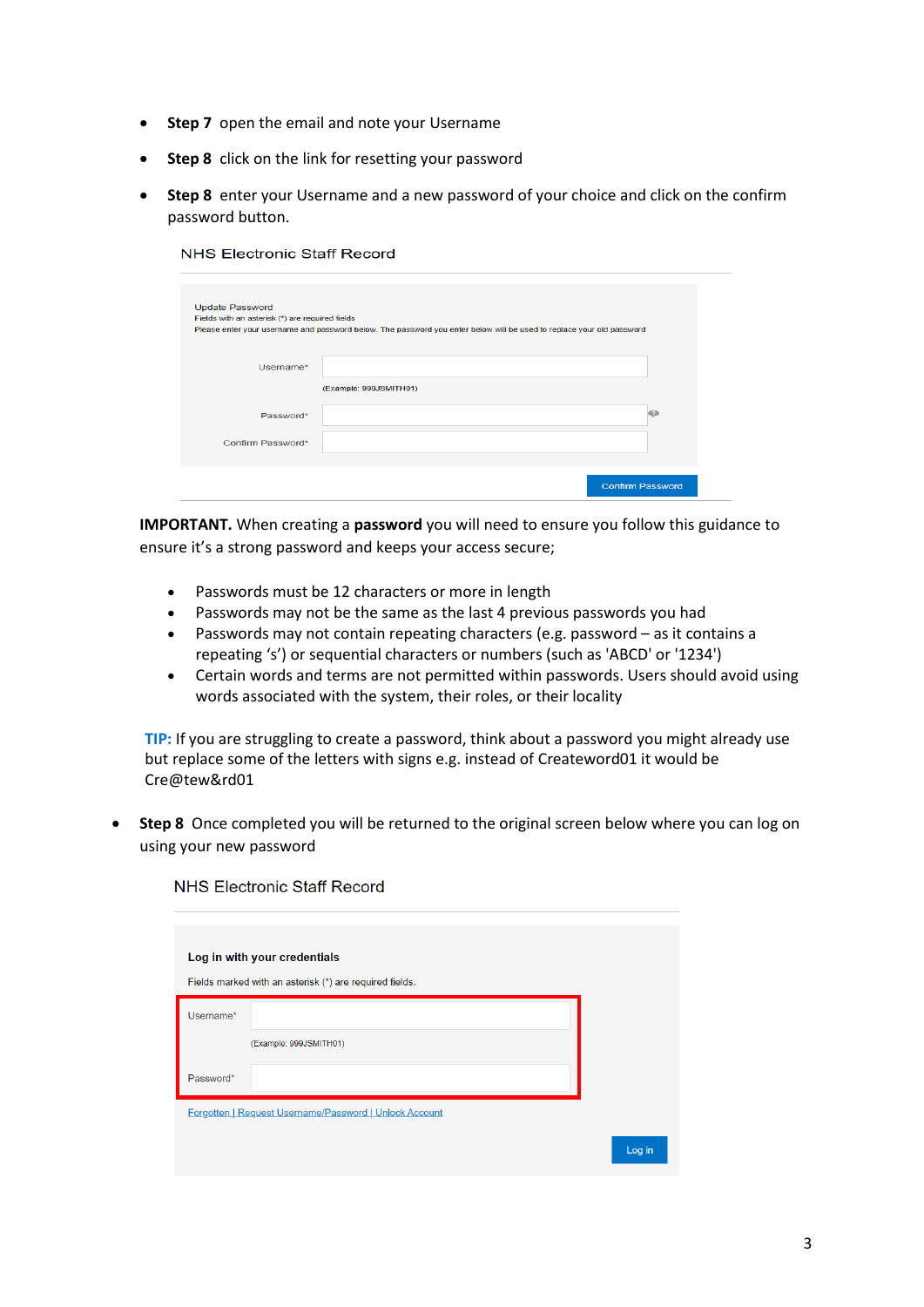- **Step 7** open the email and note your Username
- **Step 8** click on the link for resetting your password
- **Step 8** enter your Username and a new password of your choice and click on the confirm password button.

NHS Electronic Staff Record

Update Password
Fields with an asterisk (*) are required fields
Please enter your username and password below. The password you enter below will be used to replace your old password

Username*
(Example: 999JSMITH01)
Password*
Confirm Password*

Confirm Password

**IMPORTANT.** When creating a **password** you will need to ensure you follow this guidance to ensure it's a strong password and keeps your access secure;

- Passwords must be 12 characters or more in length
- Passwords may not be the same as the last 4 previous passwords you had
- Passwords may not contain repeating characters (e.g. password – as it contains a repeating 's') or sequential characters or numbers (such as 'ABCD' or '1234')
- Certain words and terms are not permitted within passwords. Users should avoid using words associated with the system, their roles, or their locality

**TIP:** If you are struggling to create a password, think about a password you might already use but replace some of the letters with signs e.g. instead of Createword01 it would be Cre@tew&rd01

- **Step 8** Once completed you will be returned to the original screen below where you can log on using your new password

NHS Electronic Staff Record

Log in with your credentials
Fields marked with an asterisk (*) are required fields.

Username*
(Example: 999JSMITH01)
Password*

Forgotten | Request Username/Password | Unlock Account

Log in